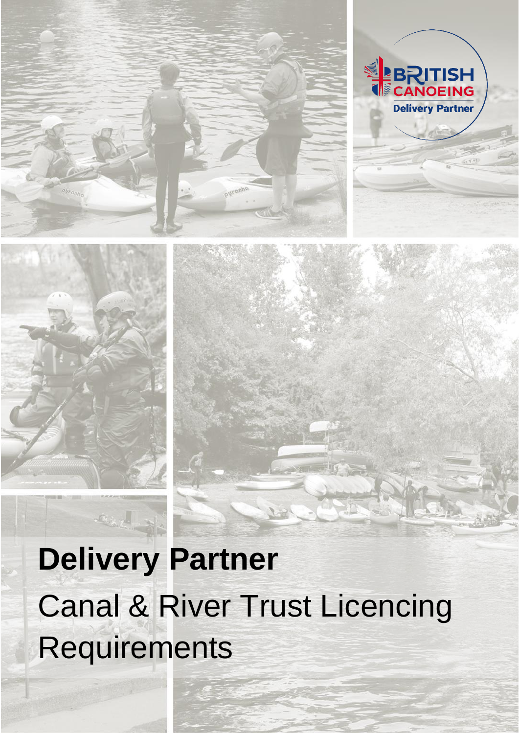# Delivery Partner

Canal & River Trust Licencing Requirements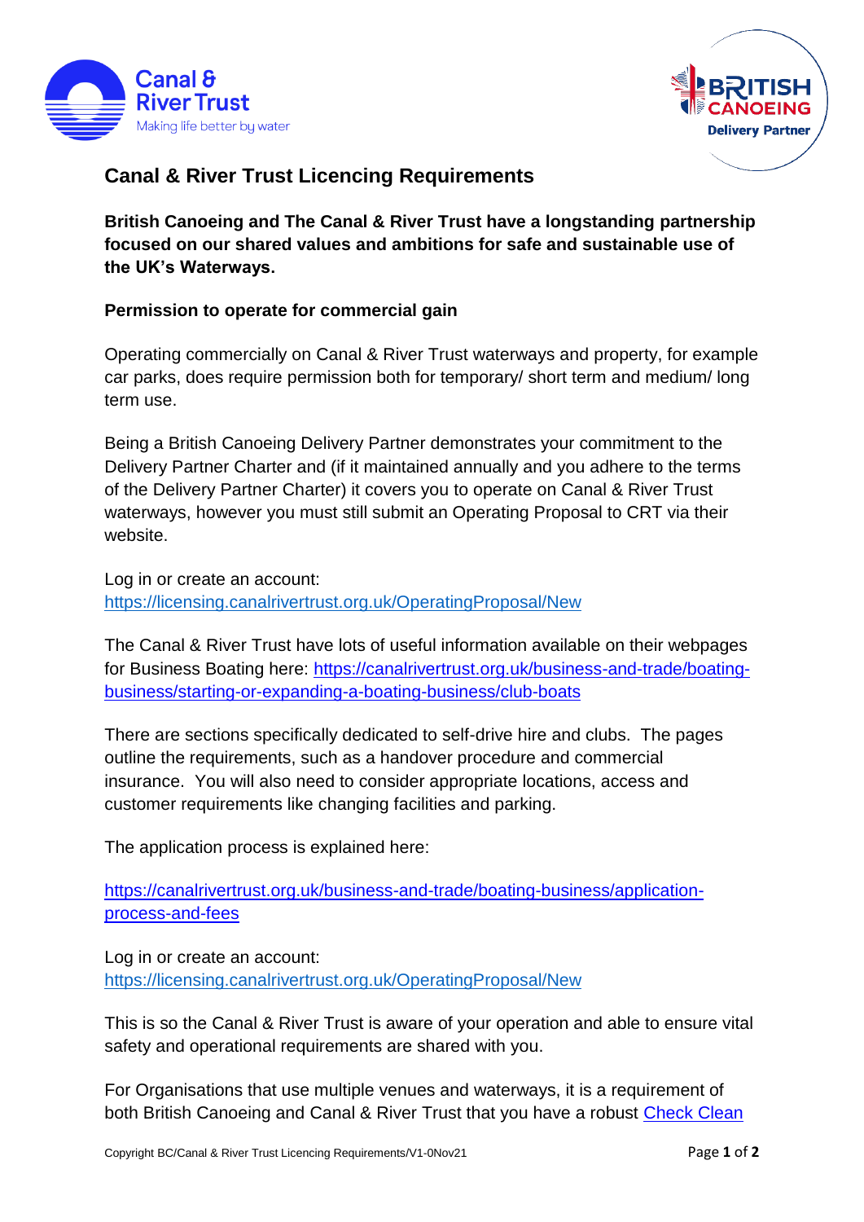# Canal & River Trust Licencing Requirements

**British Canoeing and The Canal & River Trust have a longstanding partnership focused on our shared values and ambitions for safe and sustainable use of the UK's Waterways.**

## Permission to operate for commercial gain

Operating commercially on Canal & River Trust waterways and property, for example car parks, does require permission both for temporary/ short term and medium/ long term use.

Being a British Canoeing Delivery Partner demonstrates your commitment to the Delivery Partner Charter and (if it maintained annually and you adhere to the terms of the Delivery Partner Charter) it covers you to operate on Canal & River Trust waterways, however you must still submit an Operating Proposal to CRT via their website.

Log in or create an account:
[https://licensing.canalrivertrust.org.uk/OperatingProposal/New](https://licensing.canalrivertrust.org.uk/OperatingProposal/New)

The Canal & River Trust have lots of useful information available on their webpages for Business Boating here: [https://canalrivertrust.org.uk/business-and-trade/boating-business/starting-or-expanding-a-boating-business/club-boats](https://canalrivertrust.org.uk/business-and-trade/boating-business/starting-or-expanding-a-boating-business/club-boats)

There are sections specifically dedicated to self-drive hire and clubs. The pages outline the requirements, such as a handover procedure and commercial insurance. You will also need to consider appropriate locations, access and customer requirements like changing facilities and parking.

The application process is explained here:

[https://canalrivertrust.org.uk/business-and-trade/boating-business/application-process-and-fees](https://canalrivertrust.org.uk/business-and-trade/boating-business/application-process-and-fees)

Log in or create an account:
[https://licensing.canalrivertrust.org.uk/OperatingProposal/New](https://licensing.canalrivertrust.org.uk/OperatingProposal/New)

This is so the Canal & River Trust is aware of your operation and able to ensure vital safety and operational requirements are shared with you.

For Organisations that use multiple venues and waterways, it is a requirement of both British Canoeing and Canal & River Trust that you have a robust Check Clean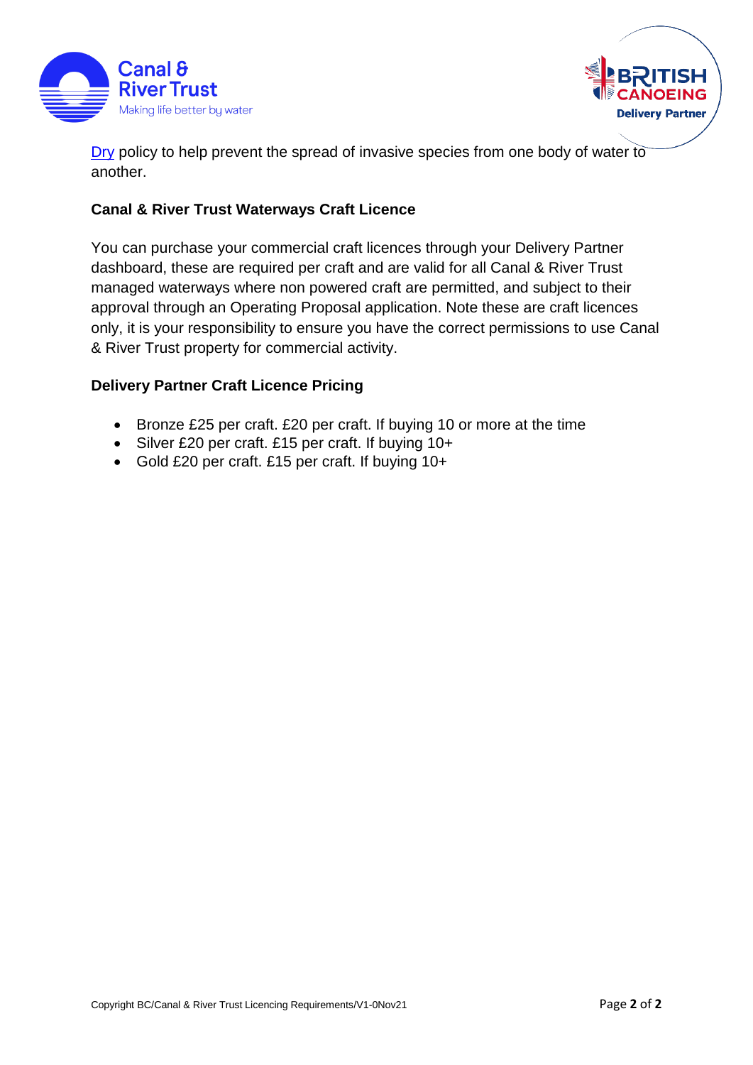[Dry](#) policy to help prevent the spread of invasive species from one body of water to another.

**Canal & River Trust Waterways Craft Licence**

You can purchase your commercial craft licences through your Delivery Partner dashboard, these are required per craft and are valid for all Canal & River Trust managed waterways where non powered craft are permitted, and subject to their approval through an Operating Proposal application. Note these are craft licences only, it is your responsibility to ensure you have the correct permissions to use Canal & River Trust property for commercial activity.

**Delivery Partner Craft Licence Pricing**

- Bronze £25 per craft. £20 per craft. If buying 10 or more at the time
- Silver £20 per craft. £15 per craft. If buying 10+
- Gold £20 per craft. £15 per craft. If buying 10+